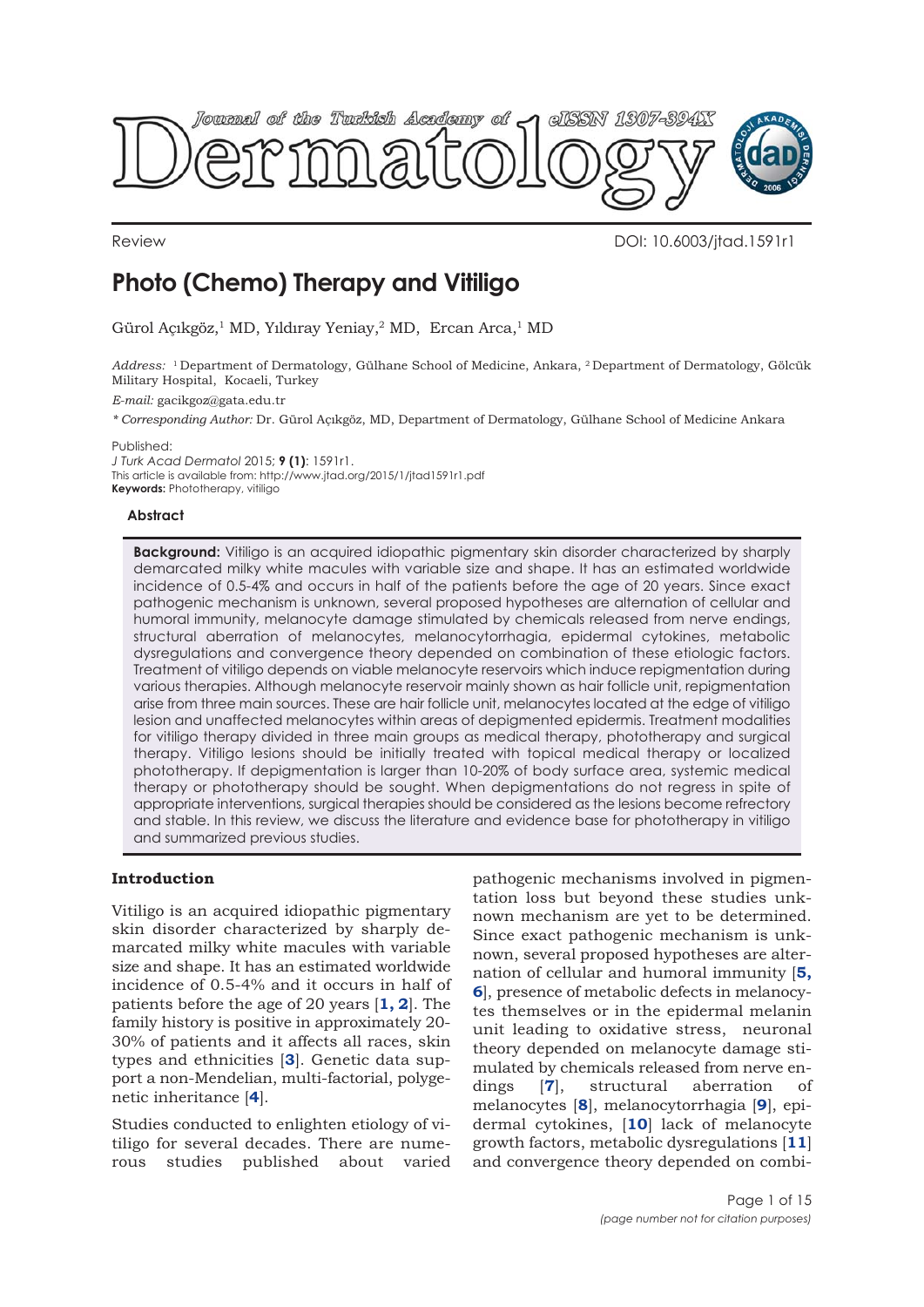Review

DOI: 10.6003/jtad.1591r1

# Photo (Chemo) Therapy and Vitiligo

Gürol Açıkgöz,[1] MD, Yıldıray Yeniay,[2] MD, Ercan Arca,[1] MD

*Address:* [1] Department of Dermatology, Gülhane School of Medicine, Ankara, [2] Department of Dermatology, Gölcük Military Hospital, Kocaeli, Turkey

*E-mail:* gacikgoz@gata.edu.tr

*\* Corresponding Author:* Dr. Gürol Açıkgöz, MD, Department of Dermatology, Gülhane School of Medicine Ankara

Published:
*J Turk Acad Dermatol* 2015; **9 (1)**: 1591r1.
This article is available from: http://www.jtad.org/2015/1/jtad1591r1.pdf
**Keywords:** Phototherapy, vitiligo

### Abstract

**Background:** Vitiligo is an acquired idiopathic pigmentary skin disorder characterized by sharply demarcated milky white macules with variable size and shape. It has an estimated worldwide incidence of 0.5-4% and occurs in half of the patients before the age of 20 years. Since exact pathogenic mechanism is unknown, several proposed hypotheses are alternation of cellular and humoral immunity, melanocyte damage stimulated by chemicals released from nerve endings, structural aberration of melanocytes, melanocytorrhagia, epidermal cytokines, metabolic dysregulations and convergence theory depended on combination of these etiologic factors. Treatment of vitiligo depends on viable melanocyte reservoirs which induce repigmentation during various therapies. Although melanocyte reservoir mainly shown as hair follicle unit, repigmentation arise from three main sources. These are hair follicle unit, melanocytes located at the edge of vitiligo lesion and unaffected melanocytes within areas of depigmented epidermis. Treatment modalities for vitiligo therapy divided in three main groups as medical therapy, phototherapy and surgical therapy. Vitiligo lesions should be initially treated with topical medical therapy or localized phototherapy. If depigmentation is larger than 10-20% of body surface area, systemic medical therapy or phototherapy should be sought. When depigmentations do not regress in spite of appropriate interventions, surgical therapies should be considered as the lesions become refractory and stable. In this review, we discuss the literature and evidence base for phototherapy in vitiligo and summarized previous studies.

## Introduction

Vitiligo is an acquired idiopathic pigmentary skin disorder characterized by sharply demarcated milky white macules with variable size and shape. It has an estimated worldwide incidence of 0.5-4% and it occurs in half of patients before the age of 20 years [**1, 2**]. The family history is positive in approximately 20-30% of patients and it affects all races, skin types and ethnicities [**3**]. Genetic data support a non-Mendelian, multi-factorial, polygenetic inheritance [**4**].

Studies conducted to enlighten etiology of vitiligo for several decades. There are numerous studies published about varied pathogenic mechanisms involved in pigmentation loss but beyond these studies unknown mechanism are yet to be determined. Since exact pathogenic mechanism is unknown, several proposed hypotheses are alternation of cellular and humoral immunity [**5, 6**], presence of metabolic defects in melanocytes themselves or in the epidermal melanin unit leading to oxidative stress, neuronal theory depended on melanocyte damage stimulated by chemicals released from nerve endings [**7**], structural aberration of melanocytes [**8**], melanocytorrhagia [**9**], epidermal cytokines, [**10**] lack of melanocyte growth factors, metabolic dysregulations [**11**] and convergence theory depended on combi-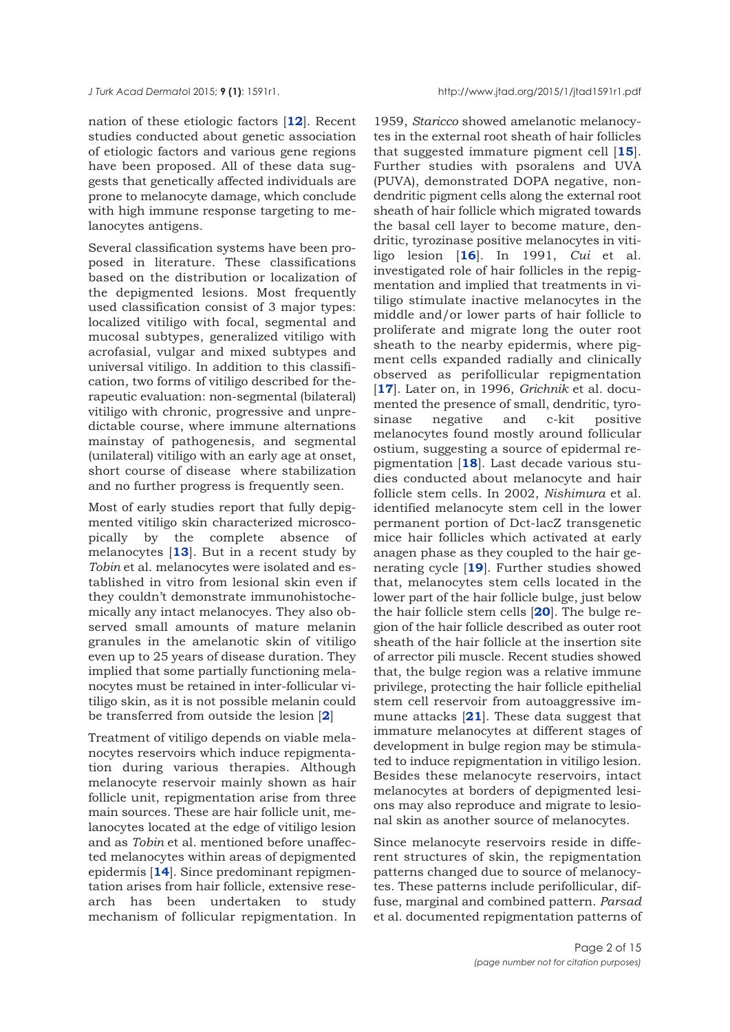nation of these etiologic factors [**12**]. Recent studies conducted about genetic association of etiologic factors and various gene regions have been proposed. All of these data suggests that genetically affected individuals are prone to melanocyte damage, which conclude with high immune response targeting to melanocytes antigens.

Several classification systems have been proposed in literature. These classifications based on the distribution or localization of the depigmented lesions. Most frequently used classification consist of 3 major types: localized vitiligo with focal, segmental and mucosal subtypes, generalized vitiligo with acrofasial, vulgar and mixed subtypes and universal vitiligo. In addition to this classification, two forms of vitiligo described for therapeutic evaluation: non-segmental (bilateral) vitiligo with chronic, progressive and unpredictable course, where immune alternations mainstay of pathogenesis, and segmental (unilateral) vitiligo with an early age at onset, short course of disease where stabilization and no further progress is frequently seen.

Most of early studies report that fully depigmented vitiligo skin characterized microscopically by the complete absence of melanocytes [**13**]. But in a recent study by *Tobin* et al. melanocytes were isolated and established in vitro from lesional skin even if they couldn't demonstrate immunohistochemically any intact melanocyes. They also observed small amounts of mature melanin granules in the amelanotic skin of vitiligo even up to 25 years of disease duration. They implied that some partially functioning melanocytes must be retained in inter-follicular vitiligo skin, as it is not possible melanin could be transferred from outside the lesion [**2**]

Treatment of vitiligo depends on viable melanocytes reservoirs which induce repigmentation during various therapies. Although melanocyte reservoir mainly shown as hair follicle unit, repigmentation arise from three main sources. These are hair follicle unit, melanocytes located at the edge of vitiligo lesion and as *Tobin* et al. mentioned before unaffected melanocytes within areas of depigmented epidermis [**14**]. Since predominant repigmentation arises from hair follicle, extensive research has been undertaken to study mechanism of follicular repigmentation. In 1959, *Staricco* showed amelanotic melanocytes in the external root sheath of hair follicles that suggested immature pigment cell [**15**]. Further studies with psoralens and UVA (PUVA), demonstrated DOPA negative, non-dendritic pigment cells along the external root sheath of hair follicle which migrated towards the basal cell layer to become mature, dendritic, tyrozinase positive melanocytes in vitiligo lesion [**16**]. In 1991, *Cui* et al. investigated role of hair follicles in the repigmentation and implied that treatments in vitiligo stimulate inactive melanocytes in the middle and/or lower parts of hair follicle to proliferate and migrate long the outer root sheath to the nearby epidermis, where pigment cells expanded radially and clinically observed as perifollicular repigmentation [**17**]. Later on, in 1996, *Grichnik* et al. documented the presence of small, dendritic, tyrosinase negative and c-kit positive melanocytes found mostly around follicular ostium, suggesting a source of epidermal repigmentation [**18**]. Last decade various studies conducted about melanocyte and hair follicle stem cells. In 2002, *Nishimura* et al. identified melanocyte stem cell in the lower permanent portion of Dct-lacZ transgenetic mice hair follicles which activated at early anagen phase as they coupled to the hair generating cycle [**19**]. Further studies showed that, melanocytes stem cells located in the lower part of the hair follicle bulge, just below the hair follicle stem cells [**20**]. The bulge region of the hair follicle described as outer root sheath of the hair follicle at the insertion site of arrector pili muscle. Recent studies showed that, the bulge region was a relative immune privilege, protecting the hair follicle epithelial stem cell reservoir from autoaggressive immune attacks [**21**]. These data suggest that immature melanocytes at different stages of development in bulge region may be stimulated to induce repigmentation in vitiligo lesion. Besides these melanocyte reservoirs, intact melanocytes at borders of depigmented lesions may also reproduce and migrate to lesional skin as another source of melanocytes.

Since melanocyte reservoirs reside in different structures of skin, the repigmentation patterns changed due to source of melanocytes. These patterns include perifollicular, diffuse, marginal and combined pattern. *Parsad* et al. documented repigmentation patterns of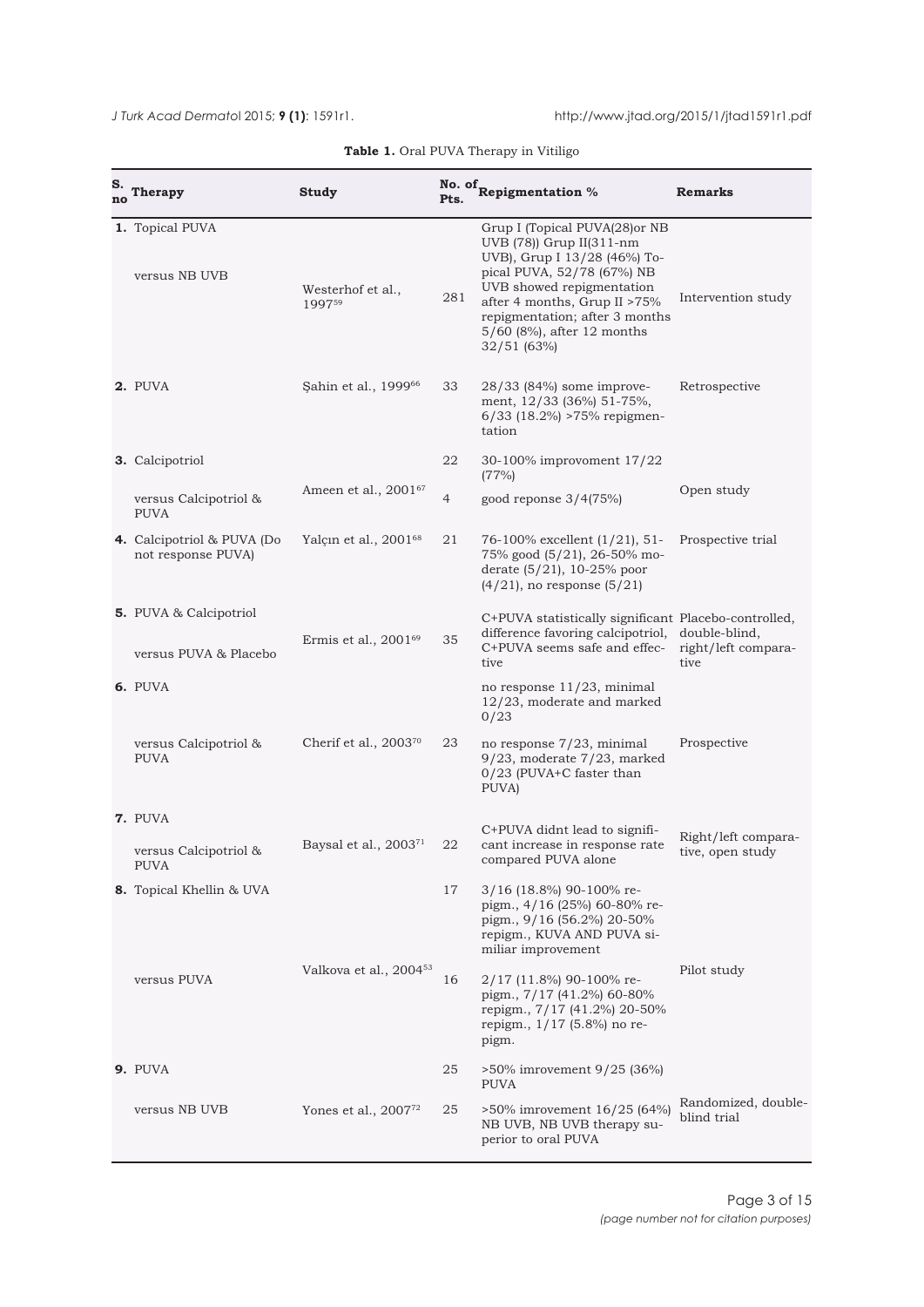**Table 1.** Oral PUVA Therapy in Vitiligo

| S. no | Therapy | Study | No. of Pts. | Repigmentation % | Remarks |
|---|---|---|---|---|---|
| 1. | Topical PUVA versus NB UVB | Westerhof et al., 1997[59] | 281 | Grup I (Topical PUVA(28)or NB UVB (78)) Grup II(311-nm UVB), Grup I 13/28 (46%) Topical PUVA, 52/78 (67%) NB UVB showed repigmentation after 4 months, Grup II >75% repigmentation; after 3 months 5/60 (8%), after 12 months 32/51 (63%) | Intervention study |
| 2. | PUVA | Şahin et al., 1999[66] | 33 | 28/33 (84%) some improvement, 12/33 (36%) 51-75%, 6/33 (18.2%) >75% repigmentation | Retrospective |
| 3. | Calcipotriol | Ameen et al., 2001[67] | 22 | 30-100% improvoment 17/22 (77%) | Open study |
| | versus Calcipotriol & PUVA | | 4 | good reponse 3/4(75%) | |
| 4. | Calcipotriol & PUVA (Do not response PUVA) | Yalçın et al., 2001[68] | 21 | 76-100% excellent (1/21), 51-75% good (5/21), 26-50% moderate (5/21), 10-25% poor (4/21), no response (5/21) | Prospective trial |
| 5. | PUVA & Calcipotriol versus PUVA & Placebo | Ermis et al., 2001[69] | 35 | C+PUVA statistically significant difference favoring calcipotriol, C+PUVA seems safe and effective | Placebo-controlled, double-blind, right/left comparative |
| 6. | PUVA | Cherif et al., 2003[70] | 23 | no response 11/23, minimal 12/23, moderate and marked 0/23 | Prospective |
| | versus Calcipotriol & PUVA | | | no response 7/23, minimal 9/23, moderate 7/23, marked 0/23 (PUVA+C faster than PUVA) | |
| 7. | PUVA versus Calcipotriol & PUVA | Baysal et al., 2003[71] | 22 | C+PUVA didnt lead to significant increase in response rate compared PUVA alone | Right/left comparative, open study |
| 8. | Topical Khellin & UVA | Valkova et al., 2004[53] | 17 | 3/16 (18.8%) 90-100% repigm., 4/16 (25%) 60-80% repigm., 9/16 (56.2%) 20-50% repigm., KUVA AND PUVA similiar improvement | Pilot study |
| | versus PUVA | | 16 | 2/17 (11.8%) 90-100% repigm., 7/17 (41.2%) 60-80% repigm., 7/17 (41.2%) 20-50% repigm., 1/17 (5.8%) no repigm. | |
| 9. | PUVA | Yones et al., 2007[72] | 25 | >50% imrovement 9/25 (36%) PUVA | Randomized, double-blind trial |
| | versus NB UVB | | 25 | >50% imrovement 16/25 (64%) NB UVB, NB UVB therapy superior to oral PUVA | |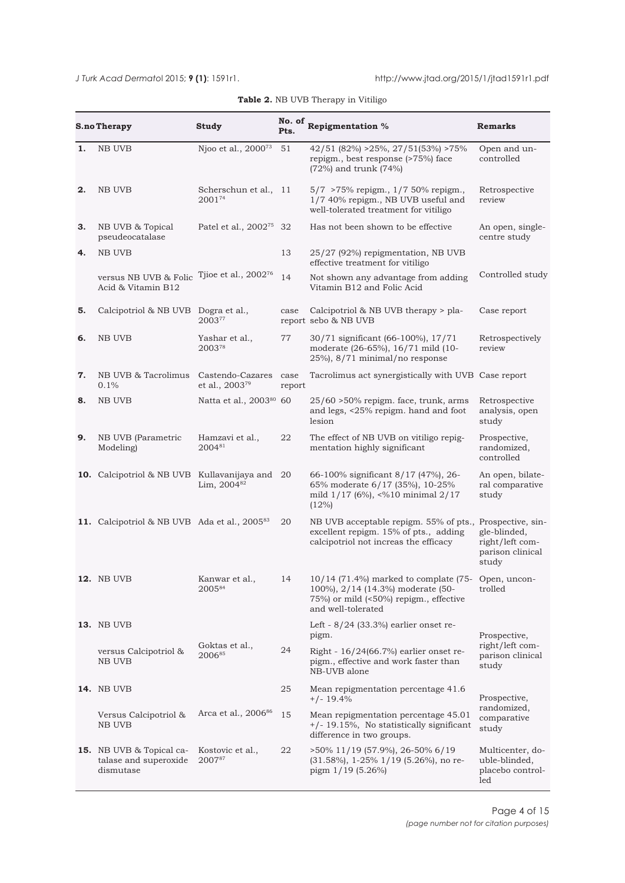**Table 2.** NB UVB Therapy in Vitiligo

| S.no | Therapy | Study | No. of Pts. | Repigmentation % | Remarks |
|---|---|---|---|---|---|
| **1.** | NB UVB | Njoo et al., 2000[73] | 51 | 42/51 (82%) >25%, 27/51(53%) >75% repigm., best response (>75%) face (72%) and trunk (74%) | Open and uncontrolled |
| **2.** | NB UVB | Scherschun et al., 2001[74] | 11 | 5/7 >75% repigm., 1/7 50% repigm., 1/7 40% repigm., NB UVB useful and well-tolerated treatment for vitiligo | Retrospective review |
| **3.** | NB UVB & Topical pseudeocatalase | Patel et al., 2002[75] | 32 | Has not been shown to be effective | An open, single-centre study |
| **4.** | NB UVB | Tjioe et al., 2002[76] | 13 | 25/27 (92%) repigmentation, NB UVB effective treatment for vitiligo | Controlled study |
| | versus NB UVB & Folic Acid & Vitamin B12 | | 14 | Not shown any advantage from adding Vitamin B12 and Folic Acid | |
| **5.** | Calcipotriol & NB UVB | Dogra et al., 2003[77] | case report | Calcipotriol & NB UVB therapy > placebo & NB UVB | Case report |
| **6.** | NB UVB | Yashar et al., 2003[78] | 77 | 30/71 significant (66-100%), 17/71 moderate (26-65%), 16/71 mild (10-25%), 8/71 minimal/no response | Retrospectively review |
| **7.** | NB UVB & Tacrolimus 0.1% | Castendo-Cazares et al., 2003[79] | case report | Tacrolimus act synergistically with UVB | Case report |
| **8.** | NB UVB | Natta et al., 2003[80] | 60 | 25/60 >50% repigm. face, trunk, arms and legs, <25% repigm. hand and foot lesion | Retrospective analysis, open study |
| **9.** | NB UVB (Parametric Modeling) | Hamzavi et al., 2004[81] | 22 | The effect of NB UVB on vitiligo repigmentation highly significant | Prospective, randomized, controlled |
| **10.** | Calcipotriol & NB UVB | Kullavanijaya and Lim, 2004[82] | 20 | 66-100% significant 8/17 (47%), 26-65% moderate 6/17 (35%), 10-25% mild 1/17 (6%), <%10 minimal 2/17 (12%) | An open, bilateral comparative study |
| **11.** | Calcipotriol & NB UVB | Ada et al., 2005[83] | 20 | NB UVB acceptable repigm. 55% of pts., excellent repigm. 15% of pts., adding calcipotriol not increas the efficacy | Prospective, single-blinded, right/left comparison clinical study |
| **12.** | NB UVB | Kanwar et al., 2005[84] | 14 | 10/14 (71.4%) marked to complate (75-100%), 2/14 (14.3%) moderate (50-75%) or mild (<50%) repigm., effective and well-tolerated | Open, uncontrolled |
| **13.** | NB UVB | Goktas et al., 2006[85] | 24 | Left - 8/24 (33.3%) earlier onset repigm. | Prospective, right/left comparison clinical study |
| | versus Calcipotriol & NB UVB | | | Right - 16/24(66.7%) earlier onset repigm., effective and work faster than NB-UVB alone | |
| **14.** | NB UVB | Arca et al., 2006[86] | 25 | Mean repigmentation percentage 41.6 +/- 19.4% | Prospective, randomized, comparative study |
| | Versus Calcipotriol & NB UVB | | 15 | Mean repigmentation percentage 45.01 +/- 19.15%, No statistically significant difference in two groups. | |
| **15.** | NB UVB & Topical catalase and superoxide dismutase | Kostovic et al., 2007[87] | 22 | >50% 11/19 (57.9%), 26-50% 6/19 (31.58%), 1-25% 1/19 (5.26%), no repigm 1/19 (5.26%) | Multicenter, double-blinded, placebo controlled |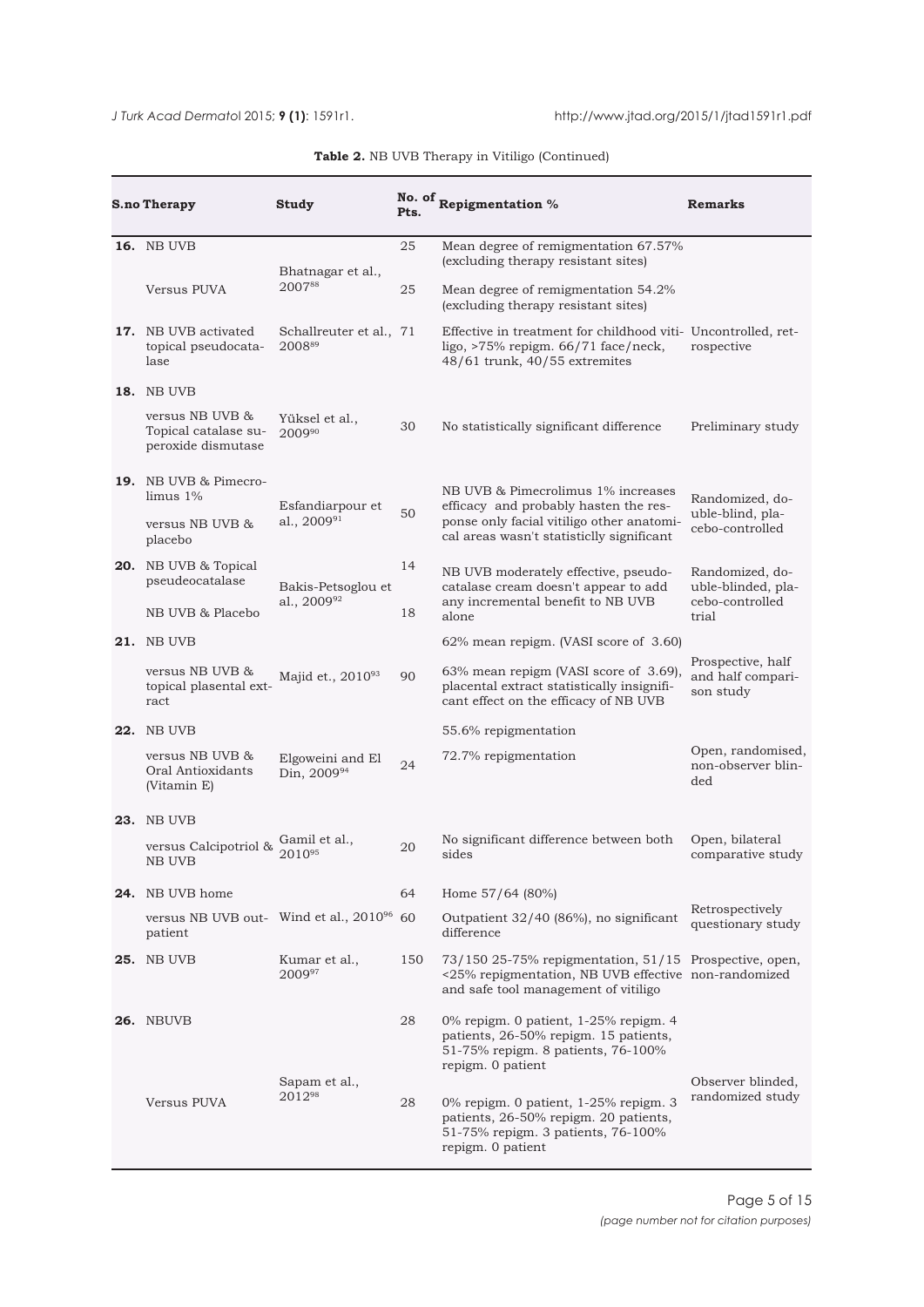**Table 2.** NB UVB Therapy in Vitiligo (Continued)

| S.no | Therapy | Study | No. of Pts. | Repigmentation % | Remarks |
|---|---|---|---|---|---|
| **16.** | NB UVB | Bhatnagar et al., 2007[88] | 25 | Mean degree of remigmentation 67.57% (excluding therapy resistant sites) | |
| | Versus PUVA | | 25 | Mean degree of remigmentation 54.2% (excluding therapy resistant sites) | |
| **17.** | NB UVB activated topical pseudocatalase | Schallreuter et al., 2008[89] | 71 | Effective in treatment for childhood vitiligo, >75% repigm. 66/71 face/neck, 48/61 trunk, 40/55 extremites | Uncontrolled, retrospective |
| **18.** | NB UVB versus NB UVB & Topical catalase superoxide dismutase | Yüksel et al., 2009[90] | 30 | No statistically significant difference | Preliminary study |
| **19.** | NB UVB & Pimecrolimus 1% versus NB UVB & placebo | Esfandiarpour et al., 2009[91] | 50 | NB UVB & Pimecrolimus 1% increases efficacy and probably hasten the response only facial vitiligo other anatomical areas wasn't statisticly significant | Randomized, double-blind, placebo-controlled |
| **20.** | NB UVB & Topical pseudeocatalase | Bakis-Petsoglou et al., 2009[92] | 14 | NB UVB moderately effective, pseudocatalase cream doesn't appear to add any incremental benefit to NB UVB alone | Randomized, double-blinded, placebo-controlled trial |
| | NB UVB & Placebo | | 18 | | |
| **21.** | NB UVB | Majid et., 2010[93] | 90 | 62% mean repigm. (VASI score of 3.60) | Prospective, half and half comparison study |
| | versus NB UVB & topical plasental extract | | | 63% mean repigm (VASI score of 3.69), placental extract statistically insignificant effect on the efficacy of NB UVB | |
| **22.** | NB UVB | Elgoweini and El Din, 2009[94] | 24 | 55.6% repigmentation | Open, randomised, non-observer blinded |
| | versus NB UVB & Oral Antioxidants (Vitamin E) | | | 72.7% repigmentation | |
| **23.** | NB UVB versus Calcipotriol & NB UVB | Gamil et al., 2010[95] | 20 | No significant difference between both sides | Open, bilateral comparative study |
| **24.** | NB UVB home | Wind et al., 2010[96] | 64 | Home 57/64 (80%) | Retrospectively questionary study |
| | versus NB UVB outpatient | | 60 | Outpatient 32/40 (86%), no significant difference | |
| **25.** | NB UVB | Kumar et al., 2009[97] | 150 | 73/150 25-75% repigmentation, 51/15 <25% repigmentation, NB UVB effective and safe tool management of vitiligo | Prospective, open, non-randomized |
| **26.** | NBUVB | Sapam et al., 2012[98] | 28 | 0% repigm. 0 patient, 1-25% repigm. 4 patients, 26-50% repigm. 15 patients, 51-75% repigm. 8 patients, 76-100% repigm. 0 patient | Observer blinded, randomized study |
| | Versus PUVA | | 28 | 0% repigm. 0 patient, 1-25% repigm. 3 patients, 26-50% repigm. 20 patients, 51-75% repigm. 3 patients, 76-100% repigm. 0 patient | |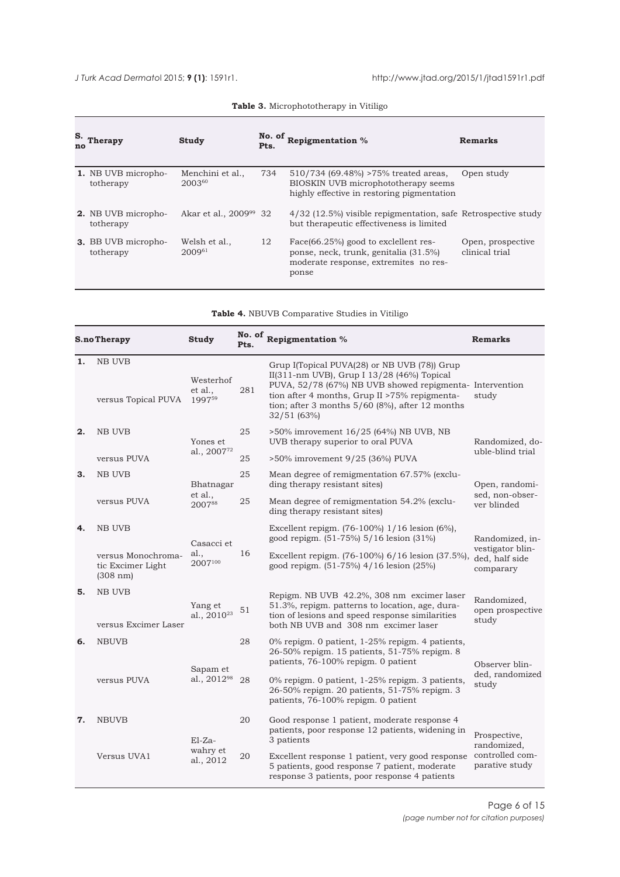**Table 3.** Microphototherapy in Vitiligo

| S. no | Therapy | Study | No. of Pts. | Repigmentation % | Remarks |
|---|---|---|---|---|---|
| 1. | NB UVB microphototherapy | Menchini et al., 2003[60] | 734 | 510/734 (69.48%) >75% treated areas, BIOSKIN UVB microphototherapy seems highly effective in restoring pigmentation | Open study |
| 2. | NB UVB microphototherapy | Akar et al., 2009[99] | 32 | 4/32 (12.5%) visible repigmentation, safe but therapeutic effectiveness is limited | Retrospective study |
| 3. | BB UVB microphototherapy | Welsh et al., 2009[61] | 12 | Face(66.25%) good to exclellent response, neck, trunk, genitalia (31.5%) moderate response, extremites no response | Open, prospective clinical trial |

**Table 4.** NBUVB Comparative Studies in Vitiligo

| S.no | Therapy | Study | No. of Pts. | Repigmentation % | Remarks |
|---|---|---|---|---|---|
| 1. | NB UVB versus Topical PUVA | Westerhof et al., 1997[59] | 281 | Grup I(Topical PUVA(28) or NB UVB (78)) Grup II(311-nm UVB), Grup I 13/28 (46%) Topical PUVA, 52/78 (67%) NB UVB showed repigmentation after 4 months, Grup II >75% repigmentation; after 3 months 5/60 (8%), after 12 months 32/51 (63%) | Intervention study |
| 2. | NB UVB | Yones et al., 2007[72] | 25 | >50% imrovement 16/25 (64%) NB UVB, NB UVB therapy superior to oral PUVA | Randomized, double-blind trial |
| | versus PUVA | | 25 | >50% imrovement 9/25 (36%) PUVA | |
| 3. | NB UVB | Bhatnagar et al., 2007[88] | 25 | Mean degree of remigmentation 67.57% (excluding therapy resistant sites) | Open, randomised, non-observer blinded |
| | versus PUVA | | 25 | Mean degree of remigmentation 54.2% (excluding therapy resistant sites) | |
| 4. | NB UVB | Casacci et al., 2007[100] | 16 | Excellent repigm. (76-100%) 1/16 lesion (6%), good repigm. (51-75%) 5/16 lesion (31%) | Randomized, investigator blinded, half side comparary |
| | versus Monochromatic Excimer Light (308 nm) | | | Excellent repigm. (76-100%) 6/16 lesion (37.5%), good repigm. (51-75%) 4/16 lesion (25%) | |
| 5. | NB UVB versus Excimer Laser | Yang et al., 2010[23] | 51 | Repigm. NB UVB 42.2%, 308 nm excimer laser 51.3%, repigm. patterns to location, age, duration of lesions and speed response similarities both NB UVB and 308 nm excimer laser | Randomized, open prospective study |
| 6. | NBUVB | Sapam et al., 2012[98] | 28 | 0% repigm. 0 patient, 1-25% repigm. 4 patients, 26-50% repigm. 15 patients, 51-75% repigm. 8 patients, 76-100% repigm. 0 patient | Observer blinded, randomized study |
| | versus PUVA | | 28 | 0% repigm. 0 patient, 1-25% repigm. 3 patients, 26-50% repigm. 20 patients, 51-75% repigm. 3 patients, 76-100% repigm. 0 patient | |
| 7. | NBUVB | El-Zawahry et al., 2012 | 20 | Good response 1 patient, moderate response 4 patients, poor response 12 patients, widening in 3 patients | Prospective, randomized, controlled comparative study |
| | Versus UVA1 | | 20 | Excellent response 1 patient, very good response 5 patients, good response 7 patient, moderate response 3 patients, poor response 4 patients | |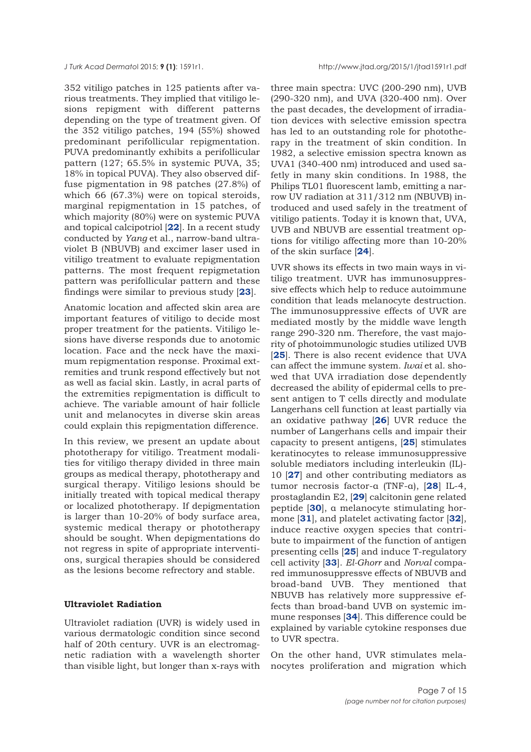352 vitiligo patches in 125 patients after various treatments. They implied that vitiligo lesions repigment with different patterns depending on the type of treatment given. Of the 352 vitiligo patches, 194 (55%) showed predominant perifollicular repigmentation. PUVA predominantly exhibits a perifollicular pattern (127; 65.5% in systemic PUVA, 35; 18% in topical PUVA). They also observed diffuse pigmentation in 98 patches (27.8%) of which 66 (67.3%) were on topical steroids, marginal repigmentation in 15 patches, of which majority (80%) were on systemic PUVA and topical calcipotriol [**22**]. In a recent study conducted by *Yang* et al., narrow-band ultraviolet B (NBUVB) and excimer laser used in vitiligo treatment to evaluate repigmentation patterns. The most frequent repigmetation pattern was perifollicular pattern and these findings were similar to previous study [**23**].

Anatomic location and affected skin area are important features of vitiligo to decide most proper treatment for the patients. Vitiligo lesions have diverse responds due to anotomic location. Face and the neck have the maximum repigmentation response. Proximal extremities and trunk respond effectively but not as well as facial skin. Lastly, in acral parts of the extremities repigmentation is difficult to achieve. The variable amount of hair follicle unit and melanocytes in diverse skin areas could explain this repigmentation difference.

In this review, we present an update about phototherapy for vitiligo. Treatment modalities for vitiligo therapy divided in three main groups as medical therapy, phototherapy and surgical therapy. Vitiligo lesions should be initially treated with topical medical therapy or localized phototherapy. If depigmentation is larger than 10-20% of body surface area, systemic medical therapy or phototherapy should be sought. When depigmentations do not regress in spite of appropriate interventions, surgical therapies should be considered as the lesions become refractory and stable.

### Ultraviolet Radiation

Ultraviolet radiation (UVR) is widely used in various dermatologic condition since second half of 20th century. UVR is an electromagnetic radiation with a wavelength shorter than visible light, but longer than x-rays with three main spectra: UVC (200-290 nm), UVB (290-320 nm), and UVA (320-400 nm). Over the past decades, the development of irradiation devices with selective emission spectra has led to an outstanding role for phototherapy in the treatment of skin condition. In 1982, a selective emission spectra known as UVA1 (340-400 nm) introduced and used safely in many skin conditions. In 1988, the Philips TL01 fluorescent lamb, emitting a narrow UV radiation at 311/312 nm (NBUVB) introduced and used safely in the treatment of vitiligo patients. Today it is known that, UVA, UVB and NBUVB are essential treatment options for vitiligo affecting more than 10-20% of the skin surface [**24**].

UVR shows its effects in two main ways in vitiligo treatment. UVR has immunosuppressive effects which help to reduce autoimmune condition that leads melanocyte destruction. The immunosuppressive effects of UVR are mediated mostly by the middle wave length range 290-320 nm. Therefore, the vast majority of photoimmunologic studies utilized UVB [**25**]. There is also recent evidence that UVA can affect the immune system. *Iwai* et al. showed that UVA irradiation dose dependently decreased the ability of epidermal cells to present antigen to T cells directly and modulate Langerhans cell function at least partially via an oxidative pathway [**26**] UVR reduce the number of Langerhans cells and impair their capacity to present antigens, [**25**] stimulates keratinocytes to release immunosuppressive soluble mediators including interleukin (IL)-10 [**27**] and other contributing mediators as tumor necrosis factor-α (TNF-α), [**28**] IL-4, prostaglandin E2, [**29**] calcitonin gene related peptide [**30**], α melanocyte stimulating hormone [**31**], and platelet activating factor [**32**], induce reactive oxygen species that contribute to impairment of the function of antigen presenting cells [**25**] and induce T-regulatory cell activity [**33**]. *El-Ghorr* and *Norval* compared immunosuppressve effects of NBUVB and broad-band UVB. They mentioned that NBUVB has relatively more suppressive effects than broad-band UVB on systemic immune responses [**34**]. This difference could be explained by variable cytokine responses due to UVR spectra.

On the other hand, UVR stimulates melanocytes proliferation and migration which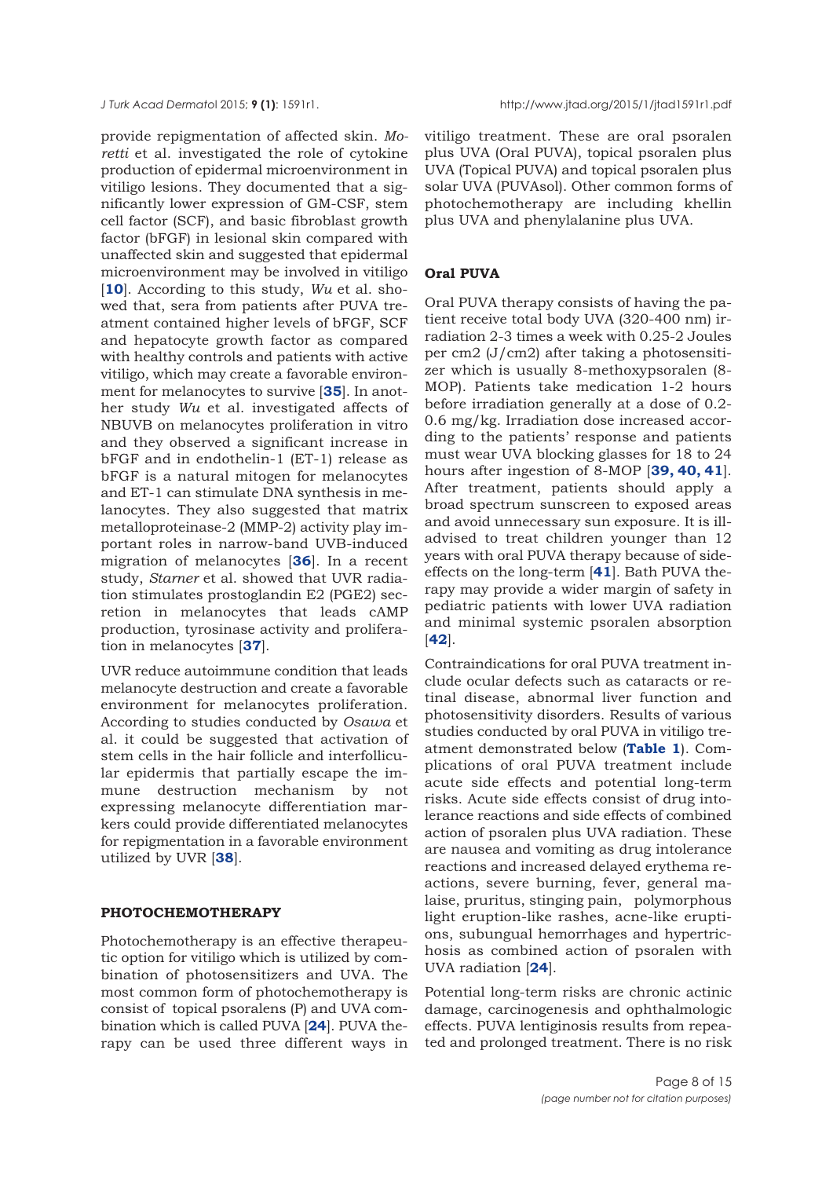provide repigmentation of affected skin. *Moretti* et al. investigated the role of cytokine production of epidermal microenvironment in vitiligo lesions. They documented that a significantly lower expression of GM-CSF, stem cell factor (SCF), and basic fibroblast growth factor (bFGF) in lesional skin compared with unaffected skin and suggested that epidermal microenvironment may be involved in vitiligo [**10**]. According to this study, *Wu* et al. showed that, sera from patients after PUVA treatment contained higher levels of bFGF, SCF and hepatocyte growth factor as compared with healthy controls and patients with active vitiligo, which may create a favorable environment for melanocytes to survive [**35**]. In another study *Wu* et al. investigated affects of NBUVB on melanocytes proliferation in vitro and they observed a significant increase in bFGF and in endothelin-1 (ET-1) release as bFGF is a natural mitogen for melanocytes and ET-1 can stimulate DNA synthesis in melanocytes. They also suggested that matrix metalloproteinase-2 (MMP-2) activity play important roles in narrow-band UVB-induced migration of melanocytes [**36**]. In a recent study, *Starner* et al. showed that UVR radiation stimulates prostoglandin E2 (PGE2) secretion in melanocytes that leads cAMP production, tyrosinase activity and proliferation in melanocytes [**37**].

UVR reduce autoimmune condition that leads melanocyte destruction and create a favorable environment for melanocytes proliferation. According to studies conducted by *Osawa* et al. it could be suggested that activation of stem cells in the hair follicle and interfollicular epidermis that partially escape the immune destruction mechanism by not expressing melanocyte differentiation markers could provide differentiated melanocytes for repigmentation in a favorable environment utilized by UVR [**38**].

## PHOTOCHEMOTHERAPY

Photochemotherapy is an effective therapeutic option for vitiligo which is utilized by combination of photosensitizers and UVA. The most common form of photochemotherapy is consist of topical psoralens (P) and UVA combination which is called PUVA [**24**]. PUVA therapy can be used three different ways in vitiligo treatment. These are oral psoralen plus UVA (Oral PUVA), topical psoralen plus UVA (Topical PUVA) and topical psoralen plus solar UVA (PUVAsol). Other common forms of photochemotherapy are including khellin plus UVA and phenylalanine plus UVA.

### Oral PUVA

Oral PUVA therapy consists of having the patient receive total body UVA (320-400 nm) irradiation 2-3 times a week with 0.25-2 Joules per cm2 (J/cm2) after taking a photosensitizer which is usually 8-methoxypsoralen (8-MOP). Patients take medication 1-2 hours before irradiation generally at a dose of 0.2-0.6 mg/kg. Irradiation dose increased according to the patients' response and patients must wear UVA blocking glasses for 18 to 24 hours after ingestion of 8-MOP [**39, 40, 41**]. After treatment, patients should apply a broad spectrum sunscreen to exposed areas and avoid unnecessary sun exposure. It is ill-advised to treat children younger than 12 years with oral PUVA therapy because of side-effects on the long-term [**41**]. Bath PUVA therapy may provide a wider margin of safety in pediatric patients with lower UVA radiation and minimal systemic psoralen absorption [**42**].

Contraindications for oral PUVA treatment include ocular defects such as cataracts or retinal disease, abnormal liver function and photosensitivity disorders. Results of various studies conducted by oral PUVA in vitiligo treatment demonstrated below (**Table 1**). Complications of oral PUVA treatment include acute side effects and potential long-term risks. Acute side effects consist of drug intolerance reactions and side effects of combined action of psoralen plus UVA radiation. These are nausea and vomiting as drug intolerance reactions and increased delayed erythema reactions, severe burning, fever, general malaise, pruritus, stinging pain, polymorphous light eruption-like rashes, acne-like eruptions, subungual hemorrhages and hypertrichosis as combined action of psoralen with UVA radiation [**24**].

Potential long-term risks are chronic actinic damage, carcinogenesis and ophthalmologic effects. PUVA lentiginosis results from repeated and prolonged treatment. There is no risk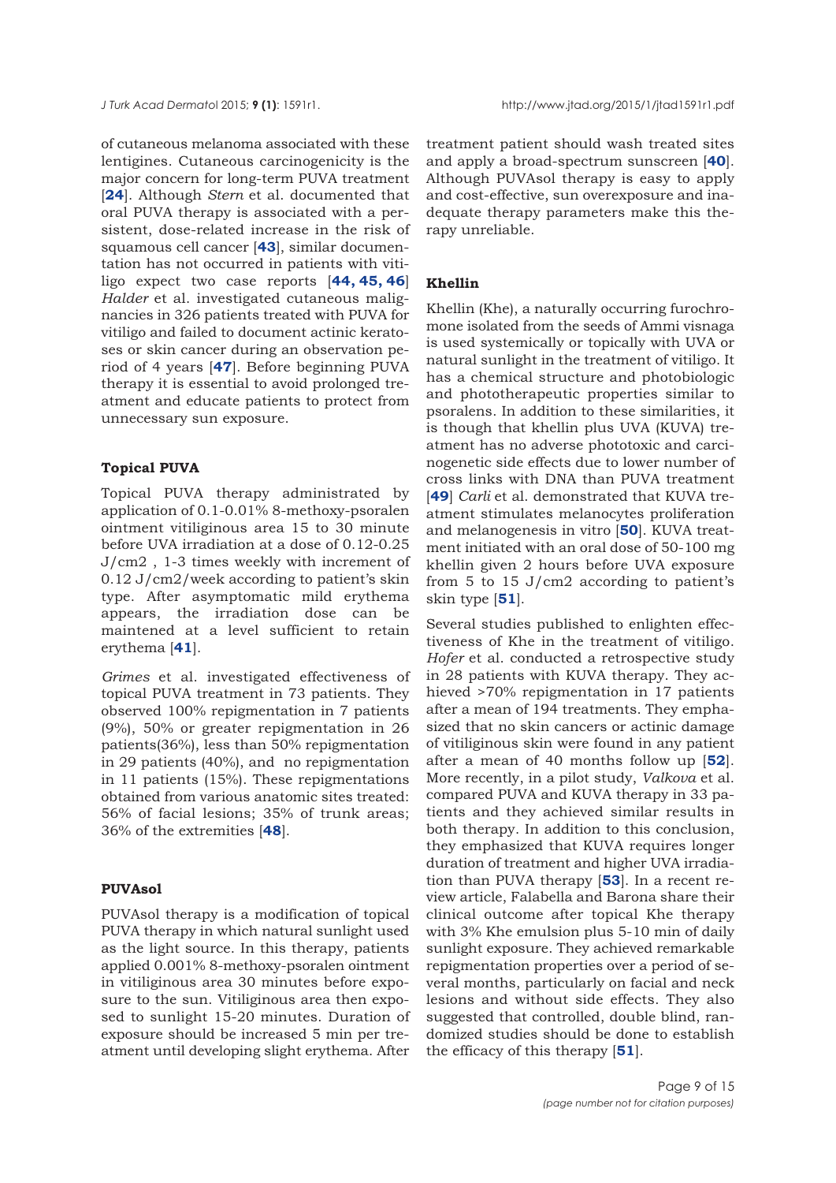of cutaneous melanoma associated with these lentigines. Cutaneous carcinogenicity is the major concern for long-term PUVA treatment [**24**]. Although *Stern* et al. documented that oral PUVA therapy is associated with a persistent, dose-related increase in the risk of squamous cell cancer [**43**], similar documentation has not occurred in patients with vitiligo expect two case reports [**44, 45, 46**] *Halder* et al. investigated cutaneous malignancies in 326 patients treated with PUVA for vitiligo and failed to document actinic keratoses or skin cancer during an observation period of 4 years [**47**]. Before beginning PUVA therapy it is essential to avoid prolonged treatment and educate patients to protect from unnecessary sun exposure.

### Topical PUVA

Topical PUVA therapy administrated by application of 0.1-0.01% 8-methoxy-psoralen ointment vitiliginous area 15 to 30 minute before UVA irradiation at a dose of 0.12-0.25 J/cm2 , 1-3 times weekly with increment of 0.12 J/cm2/week according to patient's skin type. After asymptomatic mild erythema appears, the irradiation dose can be maintened at a level sufficient to retain erythema [**41**].

*Grimes* et al. investigated effectiveness of topical PUVA treatment in 73 patients. They observed 100% repigmentation in 7 patients (9%), 50% or greater repigmentation in 26 patients(36%), less than 50% repigmentation in 29 patients (40%), and no repigmentation in 11 patients (15%). These repigmentations obtained from various anatomic sites treated: 56% of facial lesions; 35% of trunk areas; 36% of the extremities [**48**].

### PUVAsol

PUVAsol therapy is a modification of topical PUVA therapy in which natural sunlight used as the light source. In this therapy, patients applied 0.001% 8-methoxy-psoralen ointment in vitiliginous area 30 minutes before exposure to the sun. Vitiliginous area then exposed to sunlight 15-20 minutes. Duration of exposure should be increased 5 min per treatment until developing slight erythema. After treatment patient should wash treated sites and apply a broad-spectrum sunscreen [**40**]. Although PUVAsol therapy is easy to apply and cost-effective, sun overexposure and inadequate therapy parameters make this therapy unreliable.

### Khellin

Khellin (Khe), a naturally occurring furochromone isolated from the seeds of Ammi visnaga is used systemically or topically with UVA or natural sunlight in the treatment of vitiligo. It has a chemical structure and photobiologic and phototherapeutic properties similar to psoralens. In addition to these similarities, it is though that khellin plus UVA (KUVA) treatment has no adverse phototoxic and carcinogenetic side effects due to lower number of cross links with DNA than PUVA treatment [**49**] *Carli* et al. demonstrated that KUVA treatment stimulates melanocytes proliferation and melanogenesis in vitro [**50**]. KUVA treatment initiated with an oral dose of 50-100 mg khellin given 2 hours before UVA exposure from 5 to 15 J/cm2 according to patient's skin type [**51**].

Several studies published to enlighten effectiveness of Khe in the treatment of vitiligo. *Hofer* et al. conducted a retrospective study in 28 patients with KUVA therapy. They achieved >70% repigmentation in 17 patients after a mean of 194 treatments. They emphasized that no skin cancers or actinic damage of vitiliginous skin were found in any patient after a mean of 40 months follow up [**52**]. More recently, in a pilot study, *Valkova* et al. compared PUVA and KUVA therapy in 33 patients and they achieved similar results in both therapy. In addition to this conclusion, they emphasized that KUVA requires longer duration of treatment and higher UVA irradiation than PUVA therapy [**53**]. In a recent review article, Falabella and Barona share their clinical outcome after topical Khe therapy with 3% Khe emulsion plus 5-10 min of daily sunlight exposure. They achieved remarkable repigmentation properties over a period of several months, particularly on facial and neck lesions and without side effects. They also suggested that controlled, double blind, randomized studies should be done to establish the efficacy of this therapy [**51**].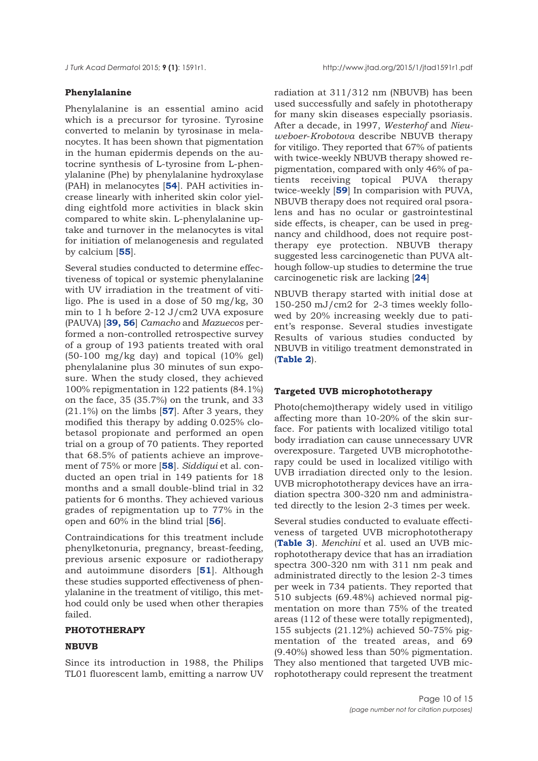### Phenylalanine

Phenylalanine is an essential amino acid which is a precursor for tyrosine. Tyrosine converted to melanin by tyrosinase in melanocytes. It has been shown that pigmentation in the human epidermis depends on the autocrine synthesis of L-tyrosine from L-phenylalanine (Phe) by phenylalanine hydroxylase (PAH) in melanocytes [**54**]. PAH activities increase linearly with inherited skin color yielding eightfold more activities in black skin compared to white skin. L-phenylalanine uptake and turnover in the melanocytes is vital for initiation of melanogenesis and regulated by calcium [**55**].

Several studies conducted to determine effectiveness of topical or systemic phenylalanine with UV irradiation in the treatment of vitiligo. Phe is used in a dose of 50 mg/kg, 30 min to 1 h before 2-12 J/cm2 UVA exposure (PAUVA) [**39, 56**] *Camacho* and *Mazuecos* performed a non-controlled retrospective survey of a group of 193 patients treated with oral (50-100 mg/kg day) and topical (10% gel) phenylalanine plus 30 minutes of sun exposure. When the study closed, they achieved 100% repigmentation in 122 patients (84.1%) on the face, 35 (35.7%) on the trunk, and 33 (21.1%) on the limbs [**57**]. After 3 years, they modified this therapy by adding 0.025% clobetasol propionate and performed an open trial on a group of 70 patients. They reported that 68.5% of patients achieve an improvement of 75% or more [**58**]. *Siddiqui* et al. conducted an open trial in 149 patients for 18 months and a small double-blind trial in 32 patients for 6 months. They achieved various grades of repigmentation up to 77% in the open and 60% in the blind trial [**56**].

Contraindications for this treatment include phenylketonuria, pregnancy, breast-feeding, previous arsenic exposure or radiotherapy and autoimmune disorders [**51**]. Although these studies supported effectiveness of phenylalanine in the treatment of vitiligo, this method could only be used when other therapies failed.

## PHOTOTHERAPY

### NBUVB

Since its introduction in 1988, the Philips TL01 fluorescent lamb, emitting a narrow UV radiation at 311/312 nm (NBUVB) has been used successfully and safely in phototherapy for many skin diseases especially psoriasis. After a decade, in 1997, *Westerhof* and *Nieuweboer-Krobotova* describe NBUVB therapy for vitiligo. They reported that 67% of patients with twice-weekly NBUVB therapy showed repigmentation, compared with only 46% of patients receiving topical PUVA therapy twice-weekly [**59**] In comparision with PUVA, NBUVB therapy does not required oral psoralens and has no ocular or gastrointestinal side effects, is cheaper, can be used in pregnancy and childhood, does not require post-therapy eye protection. NBUVB therapy suggested less carcinogenetic than PUVA although follow-up studies to determine the true carcinogenetic risk are lacking [**24**]

NBUVB therapy started with initial dose at 150-250 mJ/cm2 for 2-3 times weekly followed by 20% increasing weekly due to patient's response. Several studies investigate Results of various studies conducted by NBUVB in vitiligo treatment demonstrated in (**Table 2**).

### Targeted UVB microphototherapy

Photo(chemo)therapy widely used in vitiligo affecting more than 10-20% of the skin surface. For patients with localized vitiligo total body irradiation can cause unnecessary UVR overexposure. Targeted UVB microphototherapy could be used in localized vitiligo with UVB irradiation directed only to the lesion. UVB microphototherapy devices have an irradiation spectra 300-320 nm and administrated directly to the lesion 2-3 times per week.

Several studies conducted to evaluate effectiveness of targeted UVB microphototherapy (**Table 3**). *Menchini* et al. used an UVB microphototherapy device that has an irradiation spectra 300-320 nm with 311 nm peak and administrated directly to the lesion 2-3 times per week in 734 patients. They reported that 510 subjects (69.48%) achieved normal pigmentation on more than 75% of the treated areas (112 of these were totally repigmented), 155 subjects (21.12%) achieved 50-75% pigmentation of the treated areas, and 69 (9.40%) showed less than 50% pigmentation. They also mentioned that targeted UVB microphototherapy could represent the treatment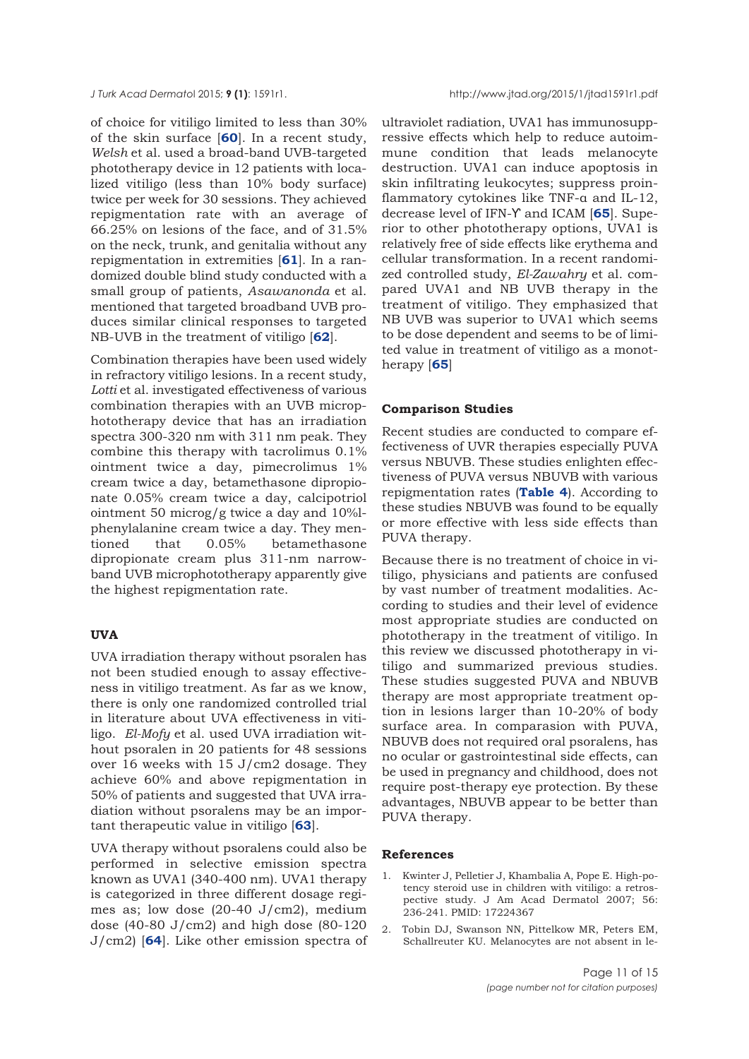of choice for vitiligo limited to less than 30% of the skin surface [**60**]. In a recent study, *Welsh* et al. used a broad-band UVB-targeted phototherapy device in 12 patients with localized vitiligo (less than 10% body surface) twice per week for 30 sessions. They achieved repigmentation rate with an average of 66.25% on lesions of the face, and of 31.5% on the neck, trunk, and genitalia without any repigmentation in extremities [**61**]. In a randomized double blind study conducted with a small group of patients, *Asawanonda* et al. mentioned that targeted broadband UVB produces similar clinical responses to targeted NB-UVB in the treatment of vitiligo [**62**].

Combination therapies have been used widely in refractory vitiligo lesions. In a recent study, *Lotti* et al. investigated effectiveness of various combination therapies with an UVB microphototherapy device that has an irradiation spectra 300-320 nm with 311 nm peak. They combine this therapy with tacrolimus 0.1% ointment twice a day, pimecrolimus 1% cream twice a day, betamethasone dipropionate 0.05% cream twice a day, calcipotriol ointment 50 microg/g twice a day and 10%l-phenylalanine cream twice a day. They mentioned that 0.05% betamethasone dipropionate cream plus 311-nm narrowband UVB microphototherapy apparently give the highest repigmentation rate.

### UVA

UVA irradiation therapy without psoralen has not been studied enough to assay effectiveness in vitiligo treatment. As far as we know, there is only one randomized controlled trial in literature about UVA effectiveness in vitiligo. *El-Mofy* et al. used UVA irradiation without psoralen in 20 patients for 48 sessions over 16 weeks with 15 J/cm2 dosage. They achieve 60% and above repigmentation in 50% of patients and suggested that UVA irradiation without psoralens may be an important therapeutic value in vitiligo [**63**].

UVA therapy without psoralens could also be performed in selective emission spectra known as UVA1 (340-400 nm). UVA1 therapy is categorized in three different dosage regimes as; low dose (20-40 J/cm2), medium dose (40-80 J/cm2) and high dose (80-120 J/cm2) [**64**]. Like other emission spectra of ultraviolet radiation, UVA1 has immunosuppressive effects which help to reduce autoimmune condition that leads melanocyte destruction. UVA1 can induce apoptosis in skin infiltrating leukocytes; suppress proinflammatory cytokines like TNF-α and IL-12, decrease level of IFN-ϒ and ICAM [**65**]. Superior to other phototherapy options, UVA1 is relatively free of side effects like erythema and cellular transformation. In a recent randomized controlled study, *El-Zawahry* et al. compared UVA1 and NB UVB therapy in the treatment of vitiligo. They emphasized that NB UVB was superior to UVA1 which seems to be dose dependent and seems to be of limited value in treatment of vitiligo as a monotherapy [**65**]

### Comparison Studies

Recent studies are conducted to compare effectiveness of UVR therapies especially PUVA versus NBUVB. These studies enlighten effectiveness of PUVA versus NBUVB with various repigmentation rates (**Table 4**). According to these studies NBUVB was found to be equally or more effective with less side effects than PUVA therapy.

Because there is no treatment of choice in vitiligo, physicians and patients are confused by vast number of treatment modalities. According to studies and their level of evidence most appropriate studies are conducted on phototherapy in the treatment of vitiligo. In this review we discussed phototherapy in vitiligo and summarized previous studies. These studies suggested PUVA and NBUVB therapy are most appropriate treatment option in lesions larger than 10-20% of body surface area. In comparasion with PUVA, NBUVB does not required oral psoralens, has no ocular or gastrointestinal side effects, can be used in pregnancy and childhood, does not require post-therapy eye protection. By these advantages, NBUVB appear to be better than PUVA therapy.

### References

1. Kwinter J, Pelletier J, Khambalia A, Pope E. High-potency steroid use in children with vitiligo: a retrospective study. J Am Acad Dermatol 2007; 56: 236-241. PMID: 17224367
2. Tobin DJ, Swanson NN, Pittelkow MR, Peters EM, Schallreuter KU. Melanocytes are not absent in le-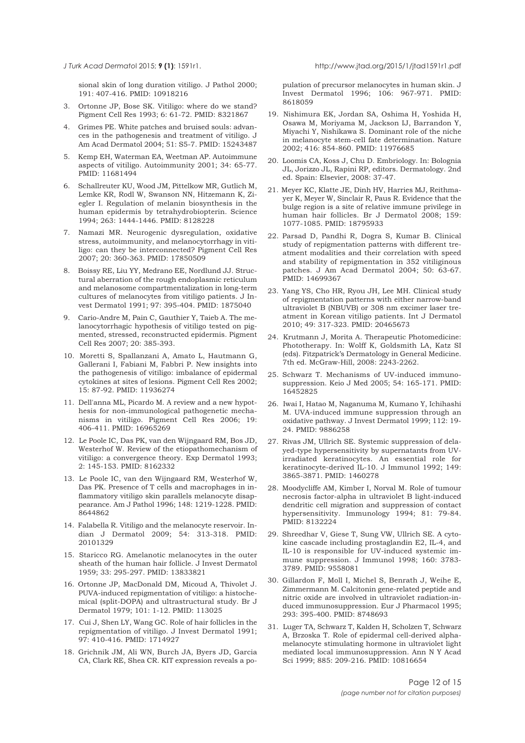sional skin of long duration vitiligo. J Pathol 2000; 191: 407-416. PMID: 10918216

3. Ortonne JP, Bose SK. Vitiligo: where do we stand? Pigment Cell Res 1993; 6: 61-72. PMID: 8321867

4. Grimes PE. White patches and bruised souls: advances in the pathogenesis and treatment of vitiligo. J Am Acad Dermatol 2004; 51: S5-7. PMID: 15243487

5. Kemp EH, Waterman EA, Weetman AP. Autoimmune aspects of vitiligo. Autoimmunity 2001; 34: 65-77. PMID: 11681494

6. Schallreuter KU, Wood JM, Pittelkow MR, Gutlich M, Lemke KR, Rodl W, Swanson NN, Hitzemann K, Ziegler I. Regulation of melanin biosynthesis in the human epidermis by tetrahydrobiopterin. Science 1994; 263: 1444-1446. PMID: 8128228

7. Namazi MR. Neurogenic dysregulation, oxidative stress, autoimmunity, and melanocytorrhagy in vitiligo: can they be interconnected? Pigment Cell Res 2007; 20: 360-363. PMID: 17850509

8. Boissy RE, Liu YY, Medrano EE, Nordlund JJ. Structural aberration of the rough endoplasmic reticulum and melanosome compartmentalization in long-term cultures of melanocytes from vitiligo patients. J Invest Dermatol 1991; 97: 395-404. PMID: 1875040

9. Cario-Andre M, Pain C, Gauthier Y, Taieb A. The melanocytorrhagic hypothesis of vitiligo tested on pigmented, stressed, reconstructed epidermis. Pigment Cell Res 2007; 20: 385-393.

10. Moretti S, Spallanzani A, Amato L, Hautmann G, Gallerani I, Fabiani M, Fabbri P. New insights into the pathogenesis of vitiligo: imbalance of epidermal cytokines at sites of lesions. Pigment Cell Res 2002; 15: 87-92. PMID: 11936274

11. Dell'anna ML, Picardo M. A review and a new hypothesis for non-immunological pathogenetic mechanisms in vitiligo. Pigment Cell Res 2006; 19: 406-411. PMID: 16965269

12. Le Poole IC, Das PK, van den Wijngaard RM, Bos JD, Westerhof W. Review of the etiopathomechanism of vitiligo: a convergence theory. Exp Dermatol 1993; 2: 145-153. PMID: 8162332

13. Le Poole IC, van den Wijngaard RM, Westerhof W, Das PK. Presence of T cells and macrophages in inflammatory vitiligo skin parallels melanocyte disappearance. Am J Pathol 1996; 148: 1219-1228. PMID: 8644862

14. Falabella R. Vitiligo and the melanocyte reservoir. Indian J Dermatol 2009; 54: 313-318. PMID: 20101329

15. Staricco RG. Amelanotic melanocytes in the outer sheath of the human hair follicle. J Invest Dermatol 1959; 33: 295-297. PMID: 13833821

16. Ortonne JP, MacDonald DM, Micoud A, Thivolet J. PUVA-induced repigmentation of vitiligo: a histochemical (split-DOPA) and ultrastructural study. Br J Dermatol 1979; 101: 1-12. PMID: 113025

17. Cui J, Shen LY, Wang GC. Role of hair follicles in the repigmentation of vitiligo. J Invest Dermatol 1991; 97: 410-416. PMID: 1714927

18. Grichnik JM, Ali WN, Burch JA, Byers JD, Garcia CA, Clark RE, Shea CR. KIT expression reveals a population of precursor melanocytes in human skin. J Invest Dermatol 1996; 106: 967-971. PMID: 8618059

19. Nishimura EK, Jordan SA, Oshima H, Yoshida H, Osawa M, Moriyama M, Jackson IJ, Barrandon Y, Miyachi Y, Nishikawa S. Dominant role of the niche in melanocyte stem-cell fate determination. Nature 2002; 416: 854-860. PMID: 11976685

20. Loomis CA, Koss J, Chu D. Embriology. In: Bolognia JL, Jorizzo JL, Rapini RP, editors. Dermatology. 2nd ed. Spain: Elsevier, 2008: 37-47.

21. Meyer KC, Klatte JE, Dinh HV, Harries MJ, Reithmayer K, Meyer W, Sinclair R, Paus R. Evidence that the bulge region is a site of relative immune privilege in human hair follicles. Br J Dermatol 2008; 159: 1077-1085. PMID: 18795933

22. Parsad D, Pandhi R, Dogra S, Kumar B. Clinical study of repigmentation patterns with different treatment modalities and their correlation with speed and stability of repigmentation in 352 vitiliginous patches. J Am Acad Dermatol 2004; 50: 63-67. PMID: 14699367

23. Yang YS, Cho HR, Ryou JH, Lee MH. Clinical study of repigmentation patterns with either narrow-band ultraviolet B (NBUVB) or 308 nm excimer laser treatment in Korean vitiligo patients. Int J Dermatol 2010; 49: 317-323. PMID: 20465673

24. Krutmann J, Morita A. Therapeutic Photomedicine: Phototherapy. In: Wolff K, Goldsmith LA, Katz SI (eds). Fitzpatrick's Dermatology in General Medicine. 7th ed. McGraw-Hill, 2008: 2243-2262.

25. Schwarz T. Mechanisms of UV-induced immunosuppression. Keio J Med 2005; 54: 165-171. PMID: 16452825

26. Iwai I, Hatao M, Naganuma M, Kumano Y, Ichihashi M. UVA-induced immune suppression through an oxidative pathway. J Invest Dermatol 1999; 112: 19-24. PMID: 9886258

27. Rivas JM, Ullrich SE. Systemic suppression of delayed-type hypersensitivity by supernatants from UV-irradiated keratinocytes. An essential role for keratinocyte-derived IL-10. J Immunol 1992; 149: 3865-3871. PMID: 1460278

28. Moodycliffe AM, Kimber I, Norval M. Role of tumour necrosis factor-alpha in ultraviolet B light-induced dendritic cell migration and suppression of contact hypersensitivity. Immunology 1994; 81: 79-84. PMID: 8132224

29. Shreedhar V, Giese T, Sung VW, Ullrich SE. A cytokine cascade including prostaglandin E2, IL-4, and IL-10 is responsible for UV-induced systemic immune suppression. J Immunol 1998; 160: 3783-3789. PMID: 9558081

30. Gillardon F, Moll I, Michel S, Benrath J, Weihe E, Zimmermann M. Calcitonin gene-related peptide and nitric oxide are involved in ultraviolet radiation-induced immunosuppression. Eur J Pharmacol 1995; 293: 395-400. PMID: 8748693

31. Luger TA, Schwarz T, Kalden H, Scholzen T, Schwarz A, Brzoska T. Role of epidermal cell-derived alpha-melanocyte stimulating hormone in ultraviolet light mediated local immunosuppression. Ann N Y Acad Sci 1999; 885: 209-216. PMID: 10816654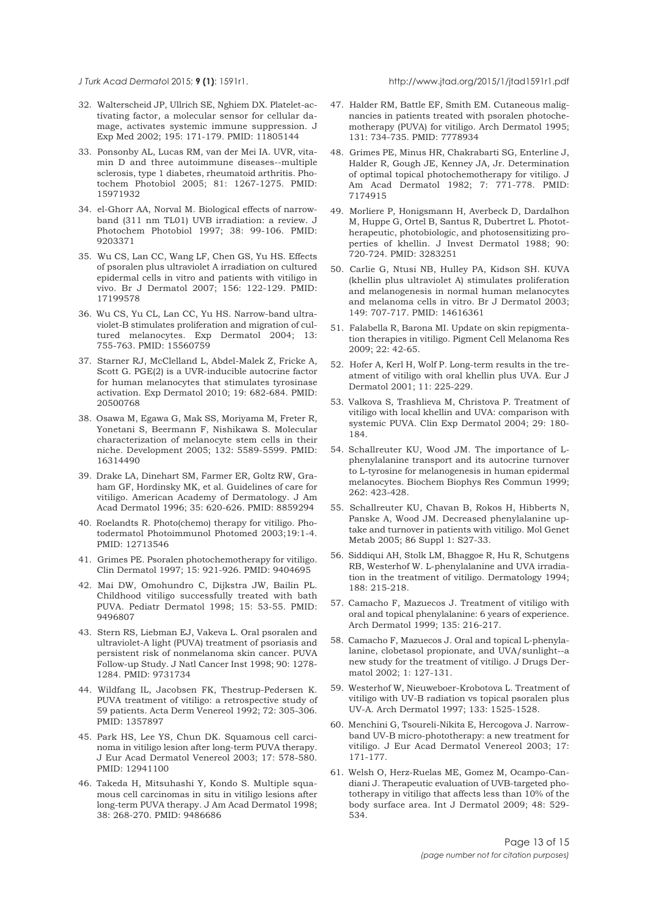32. Walterscheid JP, Ullrich SE, Nghiem DX. Platelet-activating factor, a molecular sensor for cellular damage, activates systemic immune suppression. J Exp Med 2002; 195: 171-179. PMID: 11805144

33. Ponsonby AL, Lucas RM, van der Mei IA. UVR, vitamin D and three autoimmune diseases--multiple sclerosis, type 1 diabetes, rheumatoid arthritis. Photochem Photobiol 2005; 81: 1267-1275. PMID: 15971932

34. el-Ghorr AA, Norval M. Biological effects of narrow-band (311 nm TL01) UVB irradiation: a review. J Photochem Photobiol 1997; 38: 99-106. PMID: 9203371

35. Wu CS, Lan CC, Wang LF, Chen GS, Yu HS. Effects of psoralen plus ultraviolet A irradiation on cultured epidermal cells in vitro and patients with vitiligo in vivo. Br J Dermatol 2007; 156: 122-129. PMID: 17199578

36. Wu CS, Yu CL, Lan CC, Yu HS. Narrow-band ultraviolet-B stimulates proliferation and migration of cultured melanocytes. Exp Dermatol 2004; 13: 755-763. PMID: 15560759

37. Starner RJ, McClelland L, Abdel-Malek Z, Fricke A, Scott G. PGE(2) is a UVR-inducible autocrine factor for human melanocytes that stimulates tyrosinase activation. Exp Dermatol 2010; 19: 682-684. PMID: 20500768

38. Osawa M, Egawa G, Mak SS, Moriyama M, Freter R, Yonetani S, Beermann F, Nishikawa S. Molecular characterization of melanocyte stem cells in their niche. Development 2005; 132: 5589-5599. PMID: 16314490

39. Drake LA, Dinehart SM, Farmer ER, Goltz RW, Graham GF, Hordinsky MK, et al. Guidelines of care for vitiligo. American Academy of Dermatology. J Am Acad Dermatol 1996; 35: 620-626. PMID: 8859294

40. Roelandts R. Photo(chemo) therapy for vitiligo. Photodermatol Photoimmunol Photomed 2003;19:1-4. PMID: 12713546

41. Grimes PE. Psoralen photochemotherapy for vitiligo. Clin Dermatol 1997; 15: 921-926. PMID: 9404695

42. Mai DW, Omohundro C, Dijkstra JW, Bailin PL. Childhood vitiligo successfully treated with bath PUVA. Pediatr Dermatol 1998; 15: 53-55. PMID: 9496807

43. Stern RS, Liebman EJ, Vakeva L. Oral psoralen and ultraviolet-A light (PUVA) treatment of psoriasis and persistent risk of nonmelanoma skin cancer. PUVA Follow-up Study. J Natl Cancer Inst 1998; 90: 1278-1284. PMID: 9731734

44. Wildfang IL, Jacobsen FK, Thestrup-Pedersen K. PUVA treatment of vitiligo: a retrospective study of 59 patients. Acta Derm Venereol 1992; 72: 305-306. PMID: 1357897

45. Park HS, Lee YS, Chun DK. Squamous cell carcinoma in vitiligo lesion after long-term PUVA therapy. J Eur Acad Dermatol Venereol 2003; 17: 578-580. PMID: 12941100

46. Takeda H, Mitsuhashi Y, Kondo S. Multiple squamous cell carcinomas in situ in vitiligo lesions after long-term PUVA therapy. J Am Acad Dermatol 1998; 38: 268-270. PMID: 9486686

47. Halder RM, Battle EF, Smith EM. Cutaneous malignancies in patients treated with psoralen photochemotherapy (PUVA) for vitiligo. Arch Dermatol 1995; 131: 734-735. PMID: 7778934

48. Grimes PE, Minus HR, Chakrabarti SG, Enterline J, Halder R, Gough JE, Kenney JA, Jr. Determination of optimal topical photochemotherapy for vitiligo. J Am Acad Dermatol 1982; 7: 771-778. PMID: 7174915

49. Morliere P, Honigsmann H, Averbeck D, Dardalhon M, Huppe G, Ortel B, Santus R, Dubertret L. Phototherapeutic, photobiologic, and photosensitizing properties of khellin. J Invest Dermatol 1988; 90: 720-724. PMID: 3283251

50. Carlie G, Ntusi NB, Hulley PA, Kidson SH. KUVA (khellin plus ultraviolet A) stimulates proliferation and melanogenesis in normal human melanocytes and melanoma cells in vitro. Br J Dermatol 2003; 149: 707-717. PMID: 14616361

51. Falabella R, Barona MI. Update on skin repigmentation therapies in vitiligo. Pigment Cell Melanoma Res 2009; 22: 42-65.

52. Hofer A, Kerl H, Wolf P. Long-term results in the treatment of vitiligo with oral khellin plus UVA. Eur J Dermatol 2001; 11: 225-229.

53. Valkova S, Trashlieva M, Christova P. Treatment of vitiligo with local khellin and UVA: comparison with systemic PUVA. Clin Exp Dermatol 2004; 29: 180-184.

54. Schallreuter KU, Wood JM. The importance of L-phenylalanine transport and its autocrine turnover to L-tyrosine for melanogenesis in human epidermal melanocytes. Biochem Biophys Res Commun 1999; 262: 423-428.

55. Schallreuter KU, Chavan B, Rokos H, Hibberts N, Panske A, Wood JM. Decreased phenylalanine uptake and turnover in patients with vitiligo. Mol Genet Metab 2005; 86 Suppl 1: S27-33.

56. Siddiqui AH, Stolk LM, Bhaggoe R, Hu R, Schutgens RB, Westerhof W. L-phenylalanine and UVA irradiation in the treatment of vitiligo. Dermatology 1994; 188: 215-218.

57. Camacho F, Mazuecos J. Treatment of vitiligo with oral and topical phenylalanine: 6 years of experience. Arch Dermatol 1999; 135: 216-217.

58. Camacho F, Mazuecos J. Oral and topical L-phenylalanine, clobetasol propionate, and UVA/sunlight--a new study for the treatment of vitiligo. J Drugs Dermatol 2002; 1: 127-131.

59. Westerhof W, Nieuweboer-Krobotova L. Treatment of vitiligo with UV-B radiation vs topical psoralen plus UV-A. Arch Dermatol 1997; 133: 1525-1528.

60. Menchini G, Tsoureli-Nikita E, Hercogova J. Narrow-band UV-B micro-phototherapy: a new treatment for vitiligo. J Eur Acad Dermatol Venereol 2003; 17: 171-177.

61. Welsh O, Herz-Ruelas ME, Gomez M, Ocampo-Candiani J. Therapeutic evaluation of UVB-targeted phototherapy in vitiligo that affects less than 10% of the body surface area. Int J Dermatol 2009; 48: 529-534.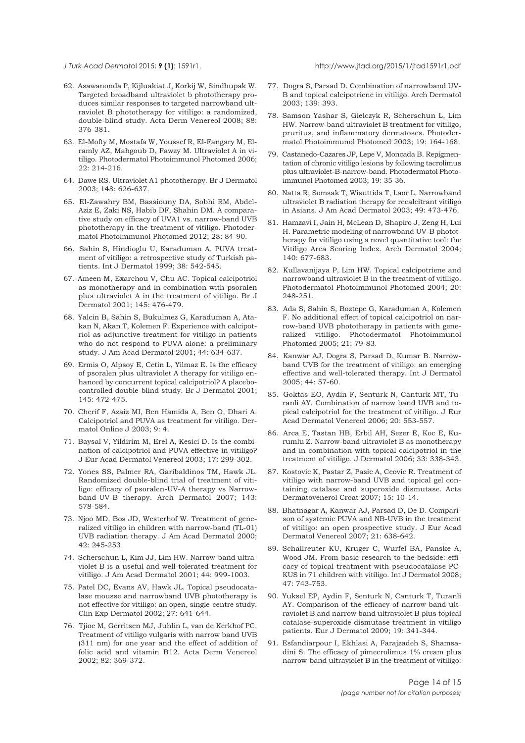62. Asawanonda P, Kijluakiat J, Korkij W, Sindhupak W. Targeted broadband ultraviolet b phototherapy produces similar responses to targeted narrowband ultraviolet B phototherapy for vitiligo: a randomized, double-blind study. Acta Derm Venereol 2008; 88: 376-381.

63. El-Mofty M, Mostafa W, Youssef R, El-Fangary M, El-ramly AZ, Mahgoub D, Fawzy M. Ultraviolet A in vitiligo. Photodermatol Photoimmunol Photomed 2006; 22: 214-216.

64. Dawe RS. Ultraviolet A1 phototherapy. Br J Dermatol 2003; 148: 626-637.

65. El-Zawahry BM, Bassiouny DA, Sobhi RM, Abdel-Aziz E, Zaki NS, Habib DF, Shahin DM. A comparative study on efficacy of UVA1 vs. narrow-band UVB phototherapy in the treatment of vitiligo. Photodermatol Photoimmunol Photomed 2012; 28: 84-90.

66. Sahin S, Hindioglu U, Karaduman A. PUVA treatment of vitiligo: a retrospective study of Turkish patients. Int J Dermatol 1999; 38: 542-545.

67. Ameen M, Exarchou V, Chu AC. Topical calcipotriol as monotherapy and in combination with psoralen plus ultraviolet A in the treatment of vitiligo. Br J Dermatol 2001; 145: 476-479.

68. Yalcin B, Sahin S, Bukulmez G, Karaduman A, Atakan N, Akan T, Kolemen F. Experience with calcipotriol as adjunctive treatment for vitiligo in patients who do not respond to PUVA alone: a preliminary study. J Am Acad Dermatol 2001; 44: 634-637.

69. Ermis O, Alpsoy E, Cetin L, Yilmaz E. Is the efficacy of psoralen plus ultraviolet A therapy for vitiligo enhanced by concurrent topical calcipotriol? A placebo-controlled double-blind study. Br J Dermatol 2001; 145: 472-475.

70. Cherif F, Azaiz MI, Ben Hamida A, Ben O, Dhari A. Calcipotriol and PUVA as treatment for vitiligo. Dermatol Online J 2003; 9: 4.

71. Baysal V, Yildirim M, Erel A, Kesici D. Is the combination of calcipotriol and PUVA effective in vitiligo? J Eur Acad Dermatol Venereol 2003; 17: 299-302.

72. Yones SS, Palmer RA, Garibaldinos TM, Hawk JL. Randomized double-blind trial of treatment of vitiligo: efficacy of psoralen-UV-A therapy vs Narrowband-UV-B therapy. Arch Dermatol 2007; 143: 578-584.

73. Njoo MD, Bos JD, Westerhof W. Treatment of generalized vitiligo in children with narrow-band (TL-01) UVB radiation therapy. J Am Acad Dermatol 2000; 42: 245-253.

74. Scherschun L, Kim JJ, Lim HW. Narrow-band ultraviolet B is a useful and well-tolerated treatment for vitiligo. J Am Acad Dermatol 2001; 44: 999-1003.

75. Patel DC, Evans AV, Hawk JL. Topical pseudocatalase mousse and narrowband UVB phototherapy is not effective for vitiligo: an open, single-centre study. Clin Exp Dermatol 2002; 27: 641-644.

76. Tjioe M, Gerritsen MJ, Juhlin L, van de Kerkhof PC. Treatment of vitiligo vulgaris with narrow band UVB (311 nm) for one year and the effect of addition of folic acid and vitamin B12. Acta Derm Venereol 2002; 82: 369-372.

77. Dogra S, Parsad D. Combination of narrowband UV-B and topical calcipotriene in vitiligo. Arch Dermatol 2003; 139: 393.

78. Samson Yashar S, Gielczyk R, Scherschun L, Lim HW. Narrow-band ultraviolet B treatment for vitiligo, pruritus, and inflammatory dermatoses. Photodermatol Photoimmunol Photomed 2003; 19: 164-168.

79. Castanedo-Cazares JP, Lepe V, Moncada B. Repigmentation of chronic vitiligo lesions by following tacrolimus plus ultraviolet-B-narrow-band. Photodermatol Photoimmunol Photomed 2003; 19: 35-36.

80. Natta R, Somsak T, Wisuttida T, Laor L. Narrowband ultraviolet B radiation therapy for recalcitrant vitiligo in Asians. J Am Acad Dermatol 2003; 49: 473-476.

81. Hamzavi I, Jain H, McLean D, Shapiro J, Zeng H, Lui H. Parametric modeling of narrowband UV-B phototherapy for vitiligo using a novel quantitative tool: the Vitiligo Area Scoring Index. Arch Dermatol 2004; 140: 677-683.

82. Kullavanijaya P, Lim HW. Topical calcipotriene and narrowband ultraviolet B in the treatment of vitiligo. Photodermatol Photoimmunol Photomed 2004; 20: 248-251.

83. Ada S, Sahin S, Boztepe G, Karaduman A, Kolemen F. No additional effect of topical calcipotriol on narrow-band UVB phototherapy in patients with generalized vitiligo. Photodermatol Photoimmunol Photomed 2005; 21: 79-83.

84. Kanwar AJ, Dogra S, Parsad D, Kumar B. Narrow-band UVB for the treatment of vitiligo: an emerging effective and well-tolerated therapy. Int J Dermatol 2005; 44: 57-60.

85. Goktas EO, Aydin F, Senturk N, Canturk MT, Turanli AY. Combination of narrow band UVB and topical calcipotriol for the treatment of vitiligo. J Eur Acad Dermatol Venereol 2006; 20: 553-557.

86. Arca E, Tastan HB, Erbil AH, Sezer E, Koc E, Kurumlu Z. Narrow-band ultraviolet B as monotherapy and in combination with topical calcipotriol in the treatment of vitiligo. J Dermatol 2006; 33: 338-343.

87. Kostovic K, Pastar Z, Pasic A, Ceovic R. Treatment of vitiligo with narrow-band UVB and topical gel containing catalase and superoxide dismutase. Acta Dermatovenerol Croat 2007; 15: 10-14.

88. Bhatnagar A, Kanwar AJ, Parsad D, De D. Comparison of systemic PUVA and NB-UVB in the treatment of vitiligo: an open prospective study. J Eur Acad Dermatol Venereol 2007; 21: 638-642.

89. Schallreuter KU, Kruger C, Wurfel BA, Panske A, Wood JM. From basic research to the bedside: efficacy of topical treatment with pseudocatalase PC-KUS in 71 children with vitiligo. Int J Dermatol 2008; 47: 743-753.

90. Yuksel EP, Aydin F, Senturk N, Canturk T, Turanli AY. Comparison of the efficacy of narrow band ultraviolet B and narrow band ultraviolet B plus topical catalase-superoxide dismutase treatment in vitiligo patients. Eur J Dermatol 2009; 19: 341-344.

91. Esfandiarpour I, Ekhlasi A, Farajzadeh S, Shamsadini S. The efficacy of pimecrolimus 1% cream plus narrow-band ultraviolet B in the treatment of vitiligo: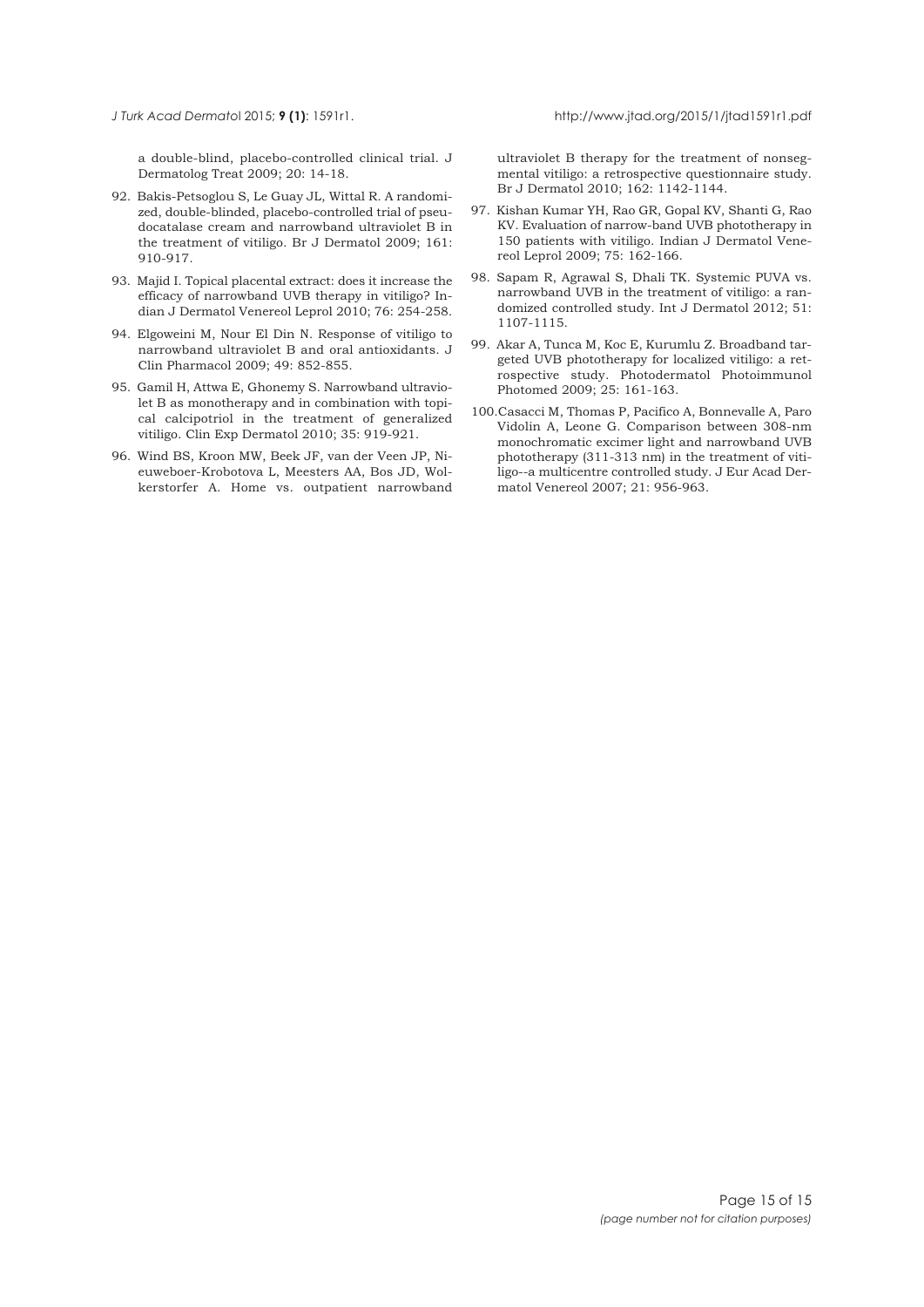a double-blind, placebo-controlled clinical trial. J Dermatolog Treat 2009; 20: 14-18.

92. Bakis-Petsoglou S, Le Guay JL, Wittal R. A randomized, double-blinded, placebo-controlled trial of pseudocatalase cream and narrowband ultraviolet B in the treatment of vitiligo. Br J Dermatol 2009; 161: 910-917.

93. Majid I. Topical placental extract: does it increase the efficacy of narrowband UVB therapy in vitiligo? Indian J Dermatol Venereol Leprol 2010; 76: 254-258.

94. Elgoweini M, Nour El Din N. Response of vitiligo to narrowband ultraviolet B and oral antioxidants. J Clin Pharmacol 2009; 49: 852-855.

95. Gamil H, Attwa E, Ghonemy S. Narrowband ultraviolet B as monotherapy and in combination with topical calcipotriol in the treatment of generalized vitiligo. Clin Exp Dermatol 2010; 35: 919-921.

96. Wind BS, Kroon MW, Beek JF, van der Veen JP, Nieuweboer-Krobotova L, Meesters AA, Bos JD, Wolkerstorfer A. Home vs. outpatient narrowband ultraviolet B therapy for the treatment of nonsegmental vitiligo: a retrospective questionnaire study. Br J Dermatol 2010; 162: 1142-1144.

97. Kishan Kumar YH, Rao GR, Gopal KV, Shanti G, Rao KV. Evaluation of narrow-band UVB phototherapy in 150 patients with vitiligo. Indian J Dermatol Venereol Leprol 2009; 75: 162-166.

98. Sapam R, Agrawal S, Dhali TK. Systemic PUVA vs. narrowband UVB in the treatment of vitiligo: a randomized controlled study. Int J Dermatol 2012; 51: 1107-1115.

99. Akar A, Tunca M, Koc E, Kurumlu Z. Broadband targeted UVB phototherapy for localized vitiligo: a retrospective study. Photodermatol Photoimmunol Photomed 2009; 25: 161-163.

100. Casacci M, Thomas P, Pacifico A, Bonnevalle A, Paro Vidolin A, Leone G. Comparison between 308-nm monochromatic excimer light and narrowband UVB phototherapy (311-313 nm) in the treatment of vitiligo--a multicentre controlled study. J Eur Acad Dermatol Venereol 2007; 21: 956-963.